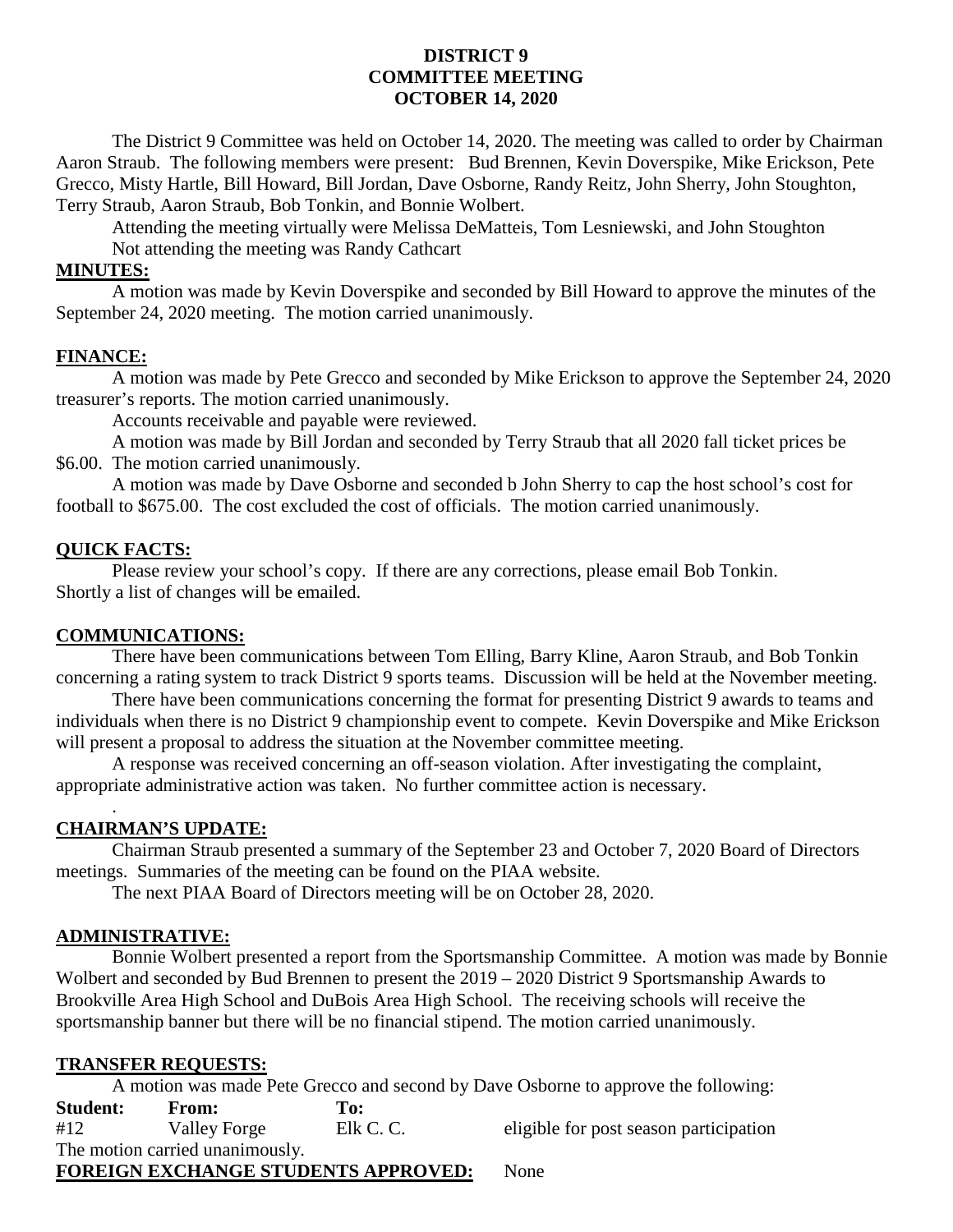**DISTRICT 9**
**COMMITTEE MEETING**
**OCTOBER 14, 2020**

The District 9 Committee was held on October 14, 2020. The meeting was called to order by Chairman Aaron Straub. The following members were present: Bud Brennen, Kevin Doverspike, Mike Erickson, Pete Grecco, Misty Hartle, Bill Howard, Bill Jordan, Dave Osborne, Randy Reitz, John Sherry, John Stoughton, Terry Straub, Aaron Straub, Bob Tonkin, and Bonnie Wolbert.

Attending the meeting virtually were Melissa DeMatteis, Tom Lesniewski, and John Stoughton

Not attending the meeting was Randy Cathcart

**MINUTES:**

A motion was made by Kevin Doverspike and seconded by Bill Howard to approve the minutes of the September 24, 2020 meeting. The motion carried unanimously.

**FINANCE:**

A motion was made by Pete Grecco and seconded by Mike Erickson to approve the September 24, 2020 treasurer's reports. The motion carried unanimously.

Accounts receivable and payable were reviewed.

A motion was made by Bill Jordan and seconded by Terry Straub that all 2020 fall ticket prices be $6.00. The motion carried unanimously.

A motion was made by Dave Osborne and seconded b John Sherry to cap the host school's cost for football to $675.00. The cost excluded the cost of officials. The motion carried unanimously.

**QUICK FACTS:**

Please review your school's copy. If there are any corrections, please email Bob Tonkin. Shortly a list of changes will be emailed.

**COMMUNICATIONS:**

There have been communications between Tom Elling, Barry Kline, Aaron Straub, and Bob Tonkin concerning a rating system to track District 9 sports teams. Discussion will be held at the November meeting.

There have been communications concerning the format for presenting District 9 awards to teams and individuals when there is no District 9 championship event to compete. Kevin Doverspike and Mike Erickson will present a proposal to address the situation at the November committee meeting.

A response was received concerning an off-season violation. After investigating the complaint, appropriate administrative action was taken. No further committee action is necessary.

.

**CHAIRMAN'S UPDATE:**

Chairman Straub presented a summary of the September 23 and October 7, 2020 Board of Directors meetings. Summaries of the meeting can be found on the PIAA website.

The next PIAA Board of Directors meeting will be on October 28, 2020.

**ADMINISTRATIVE:**

Bonnie Wolbert presented a report from the Sportsmanship Committee. A motion was made by Bonnie Wolbert and seconded by Bud Brennen to present the 2019 – 2020 District 9 Sportsmanship Awards to Brookville Area High School and DuBois Area High School. The receiving schools will receive the sportsmanship banner but there will be no financial stipend. The motion carried unanimously.

**TRANSFER REQUESTS:**

A motion was made Pete Grecco and second by Dave Osborne to approve the following:

| **Student:** | **From:** | **To:** | |
|---|---|---|---|
| #12 | Valley Forge | Elk C. C. | eligible for post season participation |

The motion carried unanimously.

**FOREIGN EXCHANGE STUDENTS APPROVED:** None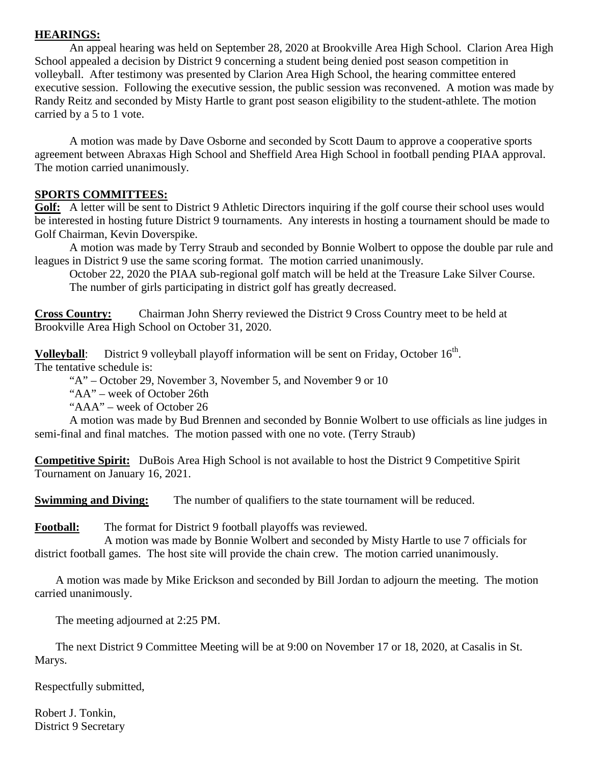## HEARINGS:

An appeal hearing was held on September 28, 2020 at Brookville Area High School. Clarion Area High School appealed a decision by District 9 concerning a student being denied post season competition in volleyball. After testimony was presented by Clarion Area High School, the hearing committee entered executive session. Following the executive session, the public session was reconvened. A motion was made by Randy Reitz and seconded by Misty Hartle to grant post season eligibility to the student-athlete. The motion carried by a 5 to 1 vote.

A motion was made by Dave Osborne and seconded by Scott Daum to approve a cooperative sports agreement between Abraxas High School and Sheffield Area High School in football pending PIAA approval. The motion carried unanimously.

## SPORTS COMMITTEES:

**Golf:** A letter will be sent to District 9 Athletic Directors inquiring if the golf course their school uses would be interested in hosting future District 9 tournaments. Any interests in hosting a tournament should be made to Golf Chairman, Kevin Doverspike.

A motion was made by Terry Straub and seconded by Bonnie Wolbert to oppose the double par rule and leagues in District 9 use the same scoring format. The motion carried unanimously.

October 22, 2020 the PIAA sub-regional golf match will be held at the Treasure Lake Silver Course.

The number of girls participating in district golf has greatly decreased.

**Cross Country:** Chairman John Sherry reviewed the District 9 Cross Country meet to be held at Brookville Area High School on October 31, 2020.

**Volleyball**: District 9 volleyball playoff information will be sent on Friday, October 16th.

The tentative schedule is:

"A" – October 29, November 3, November 5, and November 9 or 10

"AA" – week of October 26th

"AAA" – week of October 26

A motion was made by Bud Brennen and seconded by Bonnie Wolbert to use officials as line judges in semi-final and final matches. The motion passed with one no vote. (Terry Straub)

**Competitive Spirit:** DuBois Area High School is not available to host the District 9 Competitive Spirit Tournament on January 16, 2021.

**Swimming and Diving:** The number of qualifiers to the state tournament will be reduced.

**Football:** The format for District 9 football playoffs was reviewed.

A motion was made by Bonnie Wolbert and seconded by Misty Hartle to use 7 officials for district football games. The host site will provide the chain crew. The motion carried unanimously.

A motion was made by Mike Erickson and seconded by Bill Jordan to adjourn the meeting. The motion carried unanimously.

The meeting adjourned at 2:25 PM.

The next District 9 Committee Meeting will be at 9:00 on November 17 or 18, 2020, at Casalis in St. Marys.

Respectfully submitted,

Robert J. Tonkin,
District 9 Secretary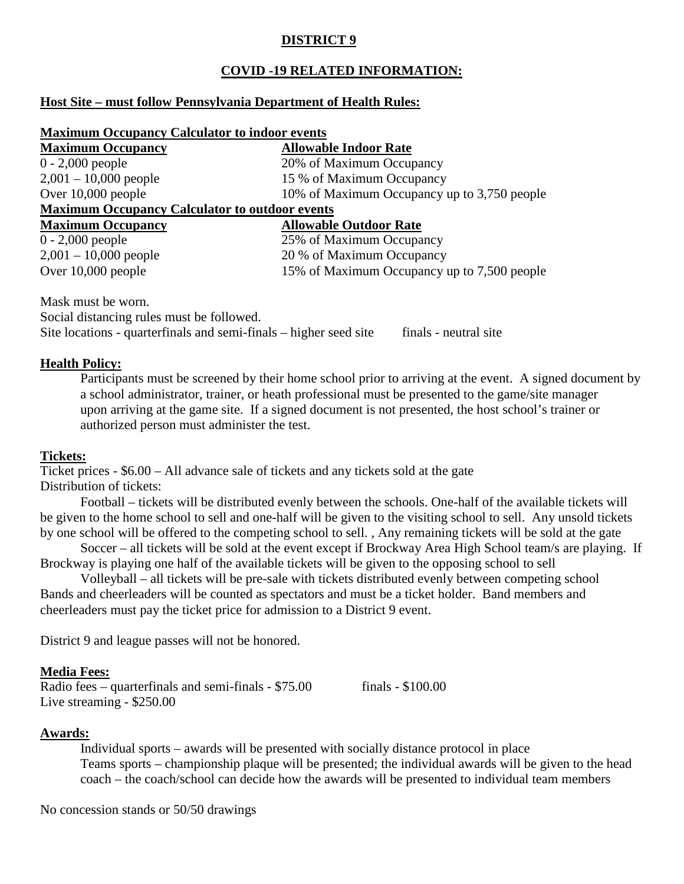**DISTRICT 9**

**COVID -19 RELATED INFORMATION:**

**Host Site – must follow Pennsylvania Department of Health Rules:**

**Maximum Occupancy Calculator to indoor events**

| **Maximum Occupancy** | **Allowable Indoor Rate** |
|---|---|
| 0 - 2,000 people | 20% of Maximum Occupancy |
| 2,001 – 10,000 people | 15 % of Maximum Occupancy |
| Over 10,000 people | 10% of Maximum Occupancy up to 3,750 people |

**Maximum Occupancy Calculator to outdoor events**

| **Maximum Occupancy** | **Allowable Outdoor Rate** |
|---|---|
| 0 - 2,000 people | 25% of Maximum Occupancy |
| 2,001 – 10,000 people | 20 % of Maximum Occupancy |
| Over 10,000 people | 15% of Maximum Occupancy up to 7,500 people |

Mask must be worn.
Social distancing rules must be followed.
Site locations - quarterfinals and semi-finals – higher seed site    finals - neutral site

**Health Policy:**

Participants must be screened by their home school prior to arriving at the event. A signed document by a school administrator, trainer, or heath professional must be presented to the game/site manager upon arriving at the game site. If a signed document is not presented, the host school's trainer or authorized person must administer the test.

**Tickets:**

Ticket prices - $6.00 – All advance sale of tickets and any tickets sold at the gate
Distribution of tickets:

Football – tickets will be distributed evenly between the schools. One-half of the available tickets will be given to the home school to sell and one-half will be given to the visiting school to sell. Any unsold tickets by one school will be offered to the competing school to sell. , Any remaining tickets will be sold at the gate

Soccer – all tickets will be sold at the event except if Brockway Area High School team/s are playing. If Brockway is playing one half of the available tickets will be given to the opposing school to sell

Volleyball – all tickets will be pre-sale with tickets distributed evenly between competing school
Bands and cheerleaders will be counted as spectators and must be a ticket holder. Band members and cheerleaders must pay the ticket price for admission to a District 9 event.

District 9 and league passes will not be honored.

**Media Fees:**

Radio fees – quarterfinals and semi-finals - $75.00    finals - $100.00
Live streaming - $250.00

**Awards:**

Individual sports – awards will be presented with socially distance protocol in place
Teams sports – championship plaque will be presented; the individual awards will be given to the head coach – the coach/school can decide how the awards will be presented to individual team members

No concession stands or 50/50 drawings